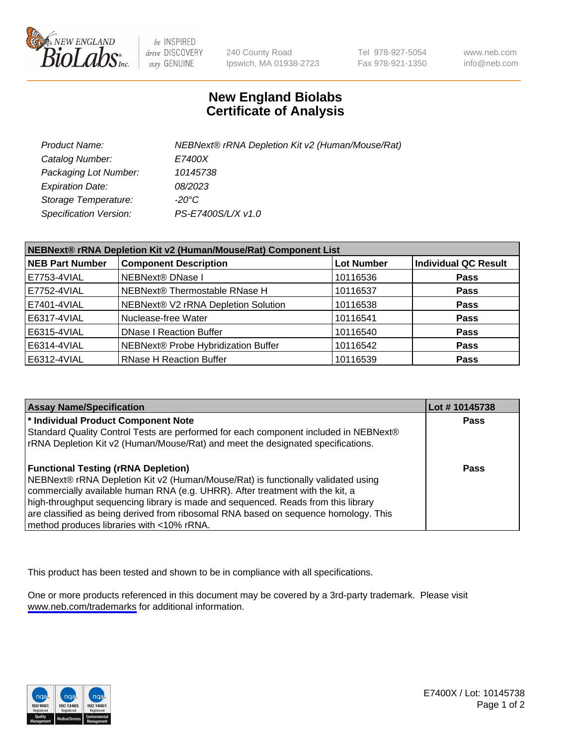New England Biolabs
240 County Road
Ipswich, MA 01938-2723
Tel 978-927-5054
Fax 978-921-1350
www.neb.com
info@neb.com

# New England Biolabs
# Certificate of Analysis

| | |
|---|---|
| *Product Name:* | *NEBNext® rRNA Depletion Kit v2 (Human/Mouse/Rat)* |
| *Catalog Number:* | *E7400X* |
| *Packaging Lot Number:* | *10145738* |
| *Expiration Date:* | *08/2023* |
| *Storage Temperature:* | *-20°C* |
| *Specification Version:* | *PS-E7400S/L/X v1.0* |

| NEBNext® rRNA Depletion Kit v2 (Human/Mouse/Rat) Component List | | | |
|---|---|---|---|
| **NEB Part Number** | **Component Description** | **Lot Number** | **Individual QC Result** |
| E7753-4VIAL | NEBNext® DNase I | 10116536 | **Pass** |
| E7752-4VIAL | NEBNext® Thermostable RNase H | 10116537 | **Pass** |
| E7401-4VIAL | NEBNext® V2 rRNA Depletion Solution | 10116538 | **Pass** |
| E6317-4VIAL | Nuclease-free Water | 10116541 | **Pass** |
| E6315-4VIAL | DNase I Reaction Buffer | 10116540 | **Pass** |
| E6314-4VIAL | NEBNext® Probe Hybridization Buffer | 10116542 | **Pass** |
| E6312-4VIAL | RNase H Reaction Buffer | 10116539 | **Pass** |

| Assay Name/Specification | Lot # 10145738 |
|---|---|
| **\* Individual Product Component Note**<br>Standard Quality Control Tests are performed for each component included in NEBNext® rRNA Depletion Kit v2 (Human/Mouse/Rat) and meet the designated specifications. | **Pass** |
| **Functional Testing (rRNA Depletion)**<br>NEBNext® rRNA Depletion Kit v2 (Human/Mouse/Rat) is functionally validated using commercially available human RNA (e.g. UHRR). After treatment with the kit, a high-throughput sequencing library is made and sequenced. Reads from this library are classified as being derived from ribosomal RNA based on sequence homology. This method produces libraries with <10% rRNA. | **Pass** |

This product has been tested and shown to be in compliance with all specifications.

One or more products referenced in this document may be covered by a 3rd-party trademark. Please visit www.neb.com/trademarks for additional information.

E7400X / Lot: 10145738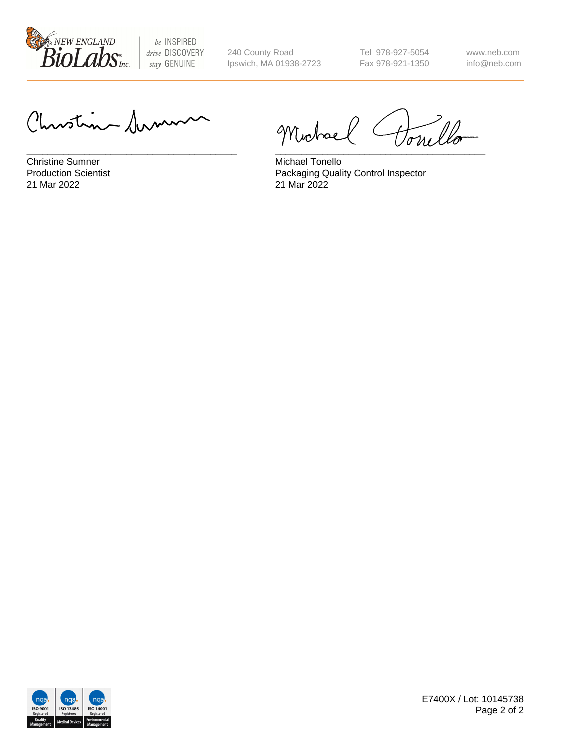240 County Road
Ipswich, MA 01938-2723

Tel 978-927-5054
Fax 978-921-1350

www.neb.com
info@neb.com

| | |
|---|---|
| Christine Sumner | Michael Tonello |
| Production Scientist | Packaging Quality Control Inspector |
| 21 Mar 2022 | 21 Mar 2022 |

E7400X / Lot: 10145738